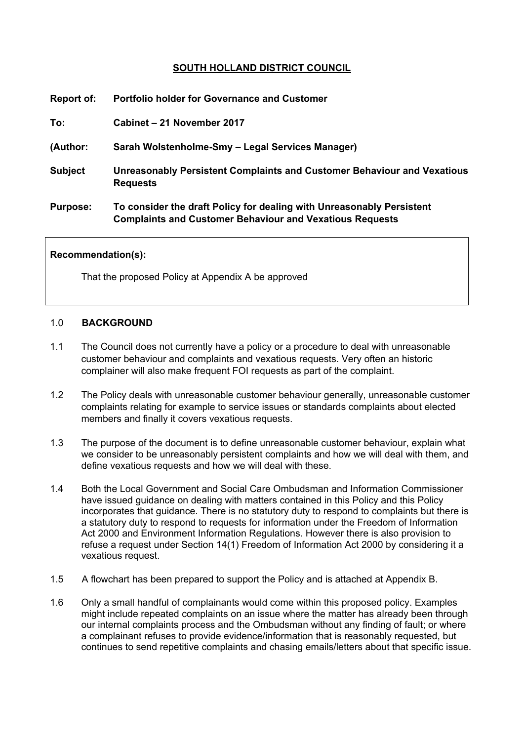## SOUTH HOLLAND DISTRICT COUNCIL

**Report of:** **Portfolio holder for Governance and Customer**

**To:** **Cabinet – 21 November 2017**

**(Author:** **Sarah Wolstenholme-Smy – Legal Services Manager)**

**Subject** **Unreasonably Persistent Complaints and Customer Behaviour and Vexatious Requests**

**Purpose:** **To consider the draft Policy for dealing with Unreasonably Persistent Complaints and Customer Behaviour and Vexatious Requests**

**Recommendation(s):**

That the proposed Policy at Appendix A be approved

### 1.0 BACKGROUND

1.1 The Council does not currently have a policy or a procedure to deal with unreasonable customer behaviour and complaints and vexatious requests. Very often an historic complainer will also make frequent FOI requests as part of the complaint.

1.2 The Policy deals with unreasonable customer behaviour generally, unreasonable customer complaints relating for example to service issues or standards complaints about elected members and finally it covers vexatious requests.

1.3 The purpose of the document is to define unreasonable customer behaviour, explain what we consider to be unreasonably persistent complaints and how we will deal with them, and define vexatious requests and how we will deal with these.

1.4 Both the Local Government and Social Care Ombudsman and Information Commissioner have issued guidance on dealing with matters contained in this Policy and this Policy incorporates that guidance. There is no statutory duty to respond to complaints but there is a statutory duty to respond to requests for information under the Freedom of Information Act 2000 and Environment Information Regulations. However there is also provision to refuse a request under Section 14(1) Freedom of Information Act 2000 by considering it a vexatious request.

1.5 A flowchart has been prepared to support the Policy and is attached at Appendix B.

1.6 Only a small handful of complainants would come within this proposed policy. Examples might include repeated complaints on an issue where the matter has already been through our internal complaints process and the Ombudsman without any finding of fault; or where a complainant refuses to provide evidence/information that is reasonably requested, but continues to send repetitive complaints and chasing emails/letters about that specific issue.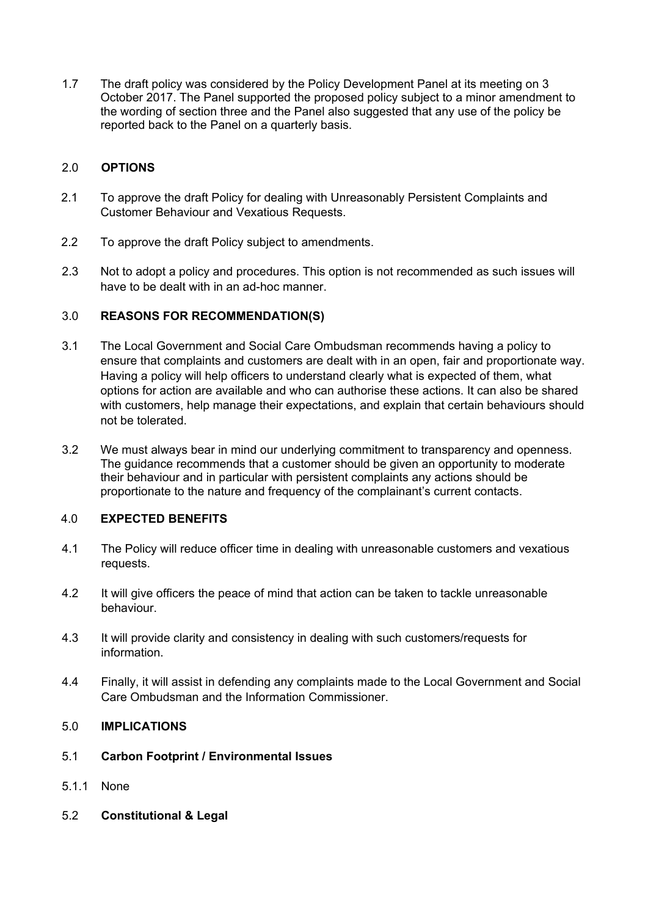1.7 The draft policy was considered by the Policy Development Panel at its meeting on 3 October 2017. The Panel supported the proposed policy subject to a minor amendment to the wording of section three and the Panel also suggested that any use of the policy be reported back to the Panel on a quarterly basis.

## 2.0 OPTIONS

2.1 To approve the draft Policy for dealing with Unreasonably Persistent Complaints and Customer Behaviour and Vexatious Requests.

2.2 To approve the draft Policy subject to amendments.

2.3 Not to adopt a policy and procedures. This option is not recommended as such issues will have to be dealt with in an ad-hoc manner.

## 3.0 REASONS FOR RECOMMENDATION(S)

3.1 The Local Government and Social Care Ombudsman recommends having a policy to ensure that complaints and customers are dealt with in an open, fair and proportionate way. Having a policy will help officers to understand clearly what is expected of them, what options for action are available and who can authorise these actions. It can also be shared with customers, help manage their expectations, and explain that certain behaviours should not be tolerated.

3.2 We must always bear in mind our underlying commitment to transparency and openness. The guidance recommends that a customer should be given an opportunity to moderate their behaviour and in particular with persistent complaints any actions should be proportionate to the nature and frequency of the complainant's current contacts.

## 4.0 EXPECTED BENEFITS

4.1 The Policy will reduce officer time in dealing with unreasonable customers and vexatious requests.

4.2 It will give officers the peace of mind that action can be taken to tackle unreasonable behaviour.

4.3 It will provide clarity and consistency in dealing with such customers/requests for information.

4.4 Finally, it will assist in defending any complaints made to the Local Government and Social Care Ombudsman and the Information Commissioner.

## 5.0 IMPLICATIONS

### 5.1 Carbon Footprint / Environmental Issues

5.1.1 None

### 5.2 Constitutional & Legal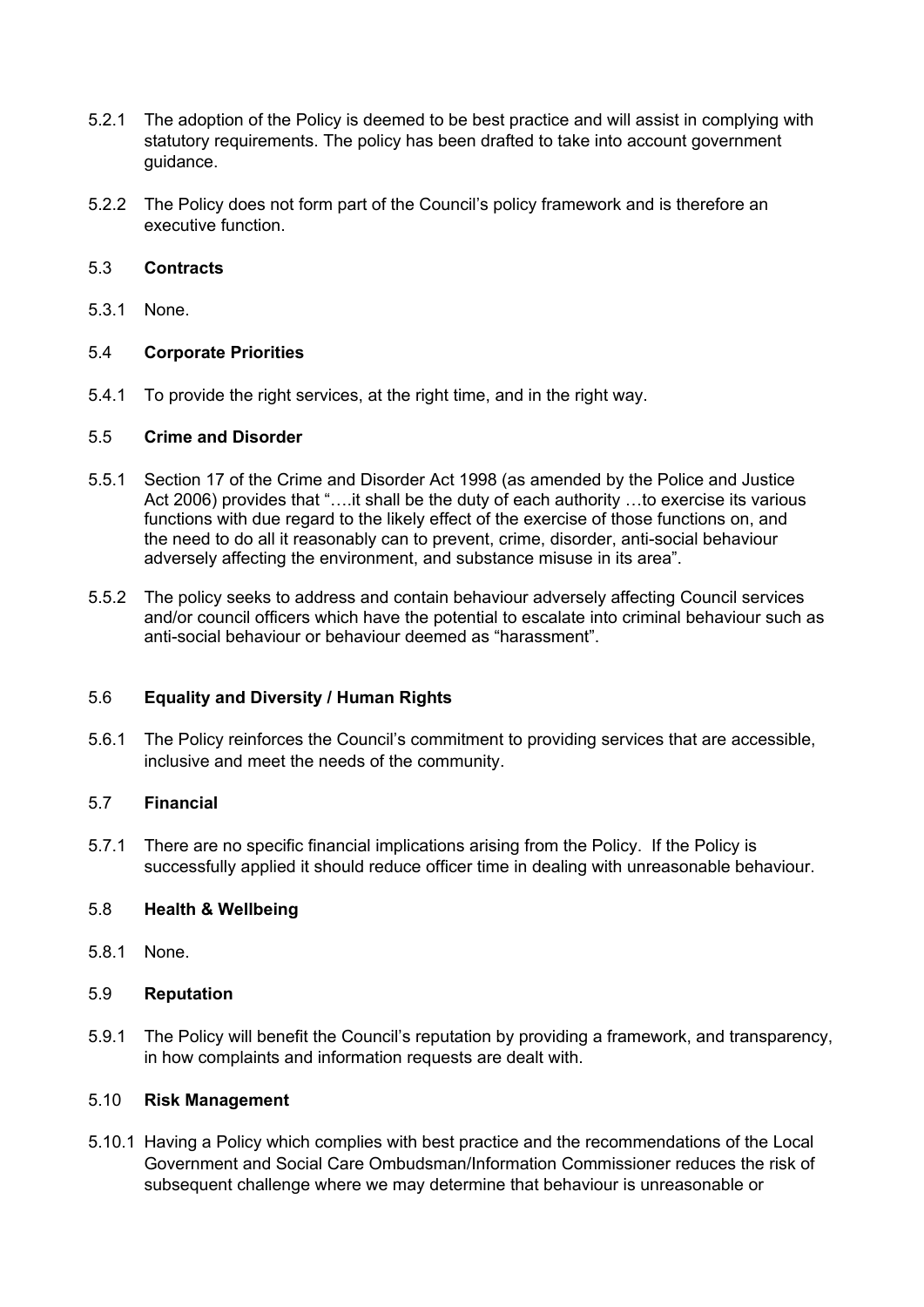5.2.1 The adoption of the Policy is deemed to be best practice and will assist in complying with statutory requirements. The policy has been drafted to take into account government guidance.

5.2.2 The Policy does not form part of the Council's policy framework and is therefore an executive function.

5.3 **Contracts**

5.3.1 None.

5.4 **Corporate Priorities**

5.4.1 To provide the right services, at the right time, and in the right way.

5.5 **Crime and Disorder**

5.5.1 Section 17 of the Crime and Disorder Act 1998 (as amended by the Police and Justice Act 2006) provides that "….it shall be the duty of each authority …to exercise its various functions with due regard to the likely effect of the exercise of those functions on, and the need to do all it reasonably can to prevent, crime, disorder, anti-social behaviour adversely affecting the environment, and substance misuse in its area".

5.5.2 The policy seeks to address and contain behaviour adversely affecting Council services and/or council officers which have the potential to escalate into criminal behaviour such as anti-social behaviour or behaviour deemed as "harassment".

5.6 **Equality and Diversity / Human Rights**

5.6.1 The Policy reinforces the Council's commitment to providing services that are accessible, inclusive and meet the needs of the community.

5.7 **Financial**

5.7.1 There are no specific financial implications arising from the Policy. If the Policy is successfully applied it should reduce officer time in dealing with unreasonable behaviour.

5.8 **Health & Wellbeing**

5.8.1 None.

5.9 **Reputation**

5.9.1 The Policy will benefit the Council's reputation by providing a framework, and transparency, in how complaints and information requests are dealt with.

5.10 **Risk Management**

5.10.1 Having a Policy which complies with best practice and the recommendations of the Local Government and Social Care Ombudsman/Information Commissioner reduces the risk of subsequent challenge where we may determine that behaviour is unreasonable or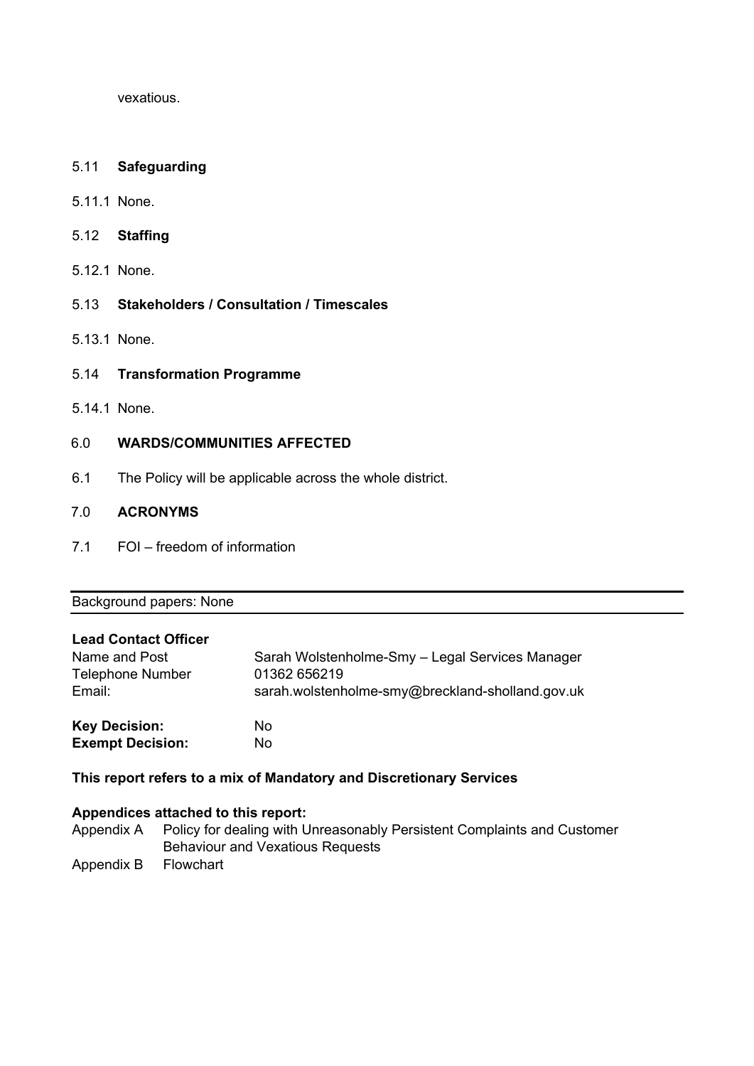vexatious.

5.11 **Safeguarding**

5.11.1 None.

5.12 **Staffing**

5.12.1 None.

5.13 **Stakeholders / Consultation / Timescales**

5.13.1 None.

5.14 **Transformation Programme**

5.14.1 None.

6.0 **WARDS/COMMUNITIES AFFECTED**

6.1 The Policy will be applicable across the whole district.

7.0 **ACRONYMS**

7.1 FOI – freedom of information

---

Background papers: None

---

**Lead Contact Officer**

| | |
|---|---|
| Name and Post | Sarah Wolstenholme-Smy – Legal Services Manager |
| Telephone Number | 01362 656219 |
| Email: | sarah.wolstenholme-smy@breckland-sholland.gov.uk |

| | |
|---|---|
| **Key Decision:** | No |
| **Exempt Decision:** | No |

**This report refers to a mix of Mandatory and Discretionary Services**

**Appendices attached to this report:**

| | |
|---|---|
| Appendix A | Policy for dealing with Unreasonably Persistent Complaints and Customer Behaviour and Vexatious Requests |
| Appendix B | Flowchart |